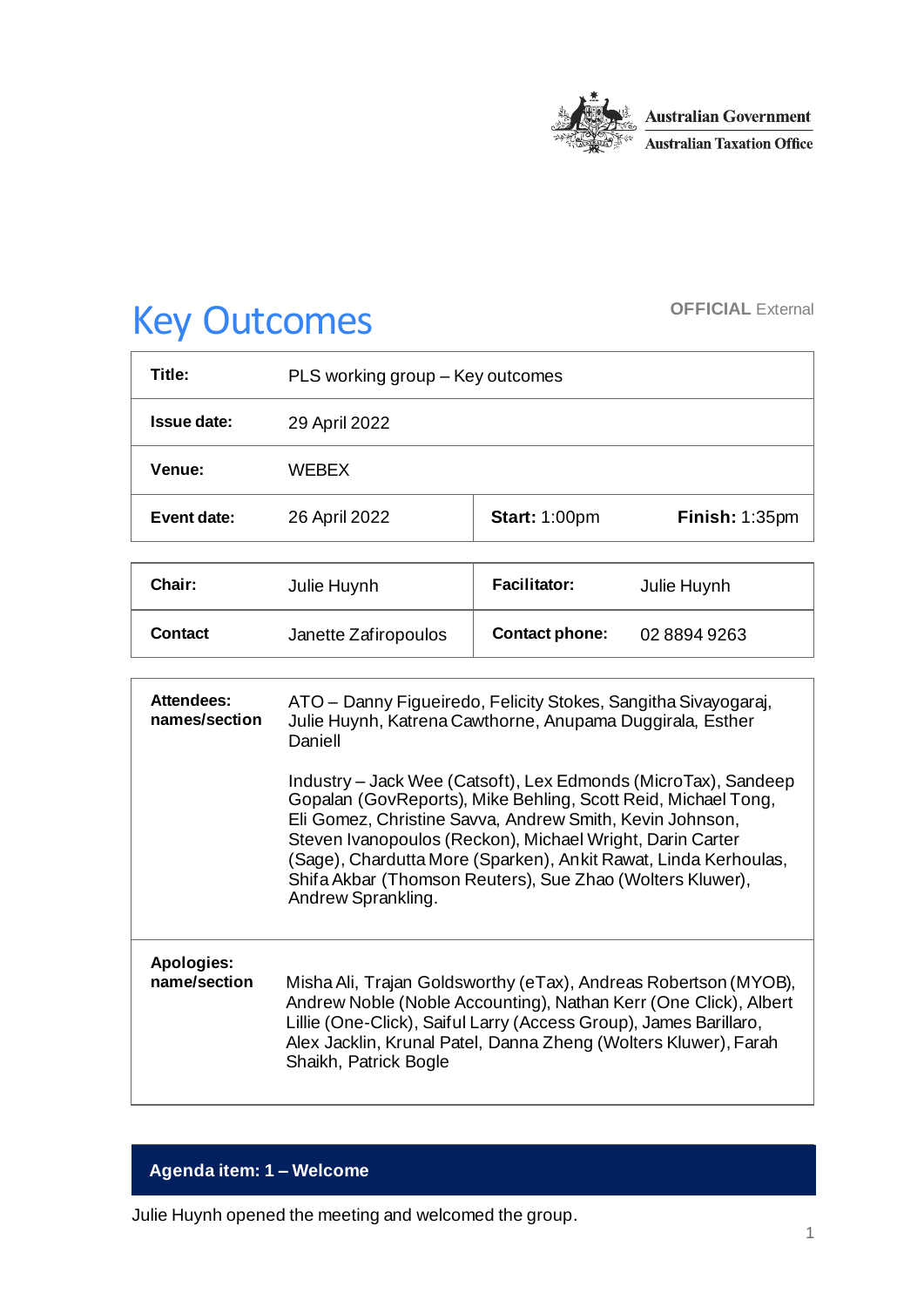Australian Government
Australian Taxation Office

# Key Outcomes

**OFFICIAL** External

| **Title:** | PLS working group – Key outcomes | | |
|---|---|---|---|
| **Issue date:** | 29 April 2022 | | |
| **Venue:** | WEBEX | | |
| **Event date:** | 26 April 2022 | **Start:** 1:00pm | **Finish:** 1:35pm |

| **Chair:** | Julie Huynh | **Facilitator:** | Julie Huynh |
|---|---|---|---|
| **Contact** | Janette Zafiropoulos | **Contact phone:** | 02 8894 9263 |

| **Attendees: names/section** | ATO – Danny Figueiredo, Felicity Stokes, Sangitha Sivayogaraj, Julie Huynh, Katrena Cawthorne, Anupama Duggirala, Esther Daniell<br><br>Industry – Jack Wee (Catsoft), Lex Edmonds (MicroTax), Sandeep Gopalan (GovReports), Mike Behling, Scott Reid, Michael Tong, Eli Gomez, Christine Savva, Andrew Smith, Kevin Johnson, Steven Ivanopoulos (Reckon), Michael Wright, Darin Carter (Sage), Chardutta More (Sparken), Ankit Rawat, Linda Kerhoulas, Shifa Akbar (Thomson Reuters), Sue Zhao (Wolters Kluwer), Andrew Sprankling. |
|---|---|
| **Apologies: name/section** | Misha Ali, Trajan Goldsworthy (eTax), Andreas Robertson (MYOB), Andrew Noble (Noble Accounting), Nathan Kerr (One Click), Albert Lillie (One-Click), Saiful Larry (Access Group), James Barillaro, Alex Jacklin, Krunal Patel, Danna Zheng (Wolters Kluwer), Farah Shaikh, Patrick Bogle |

## Agenda item: 1 – Welcome

Julie Huynh opened the meeting and welcomed the group.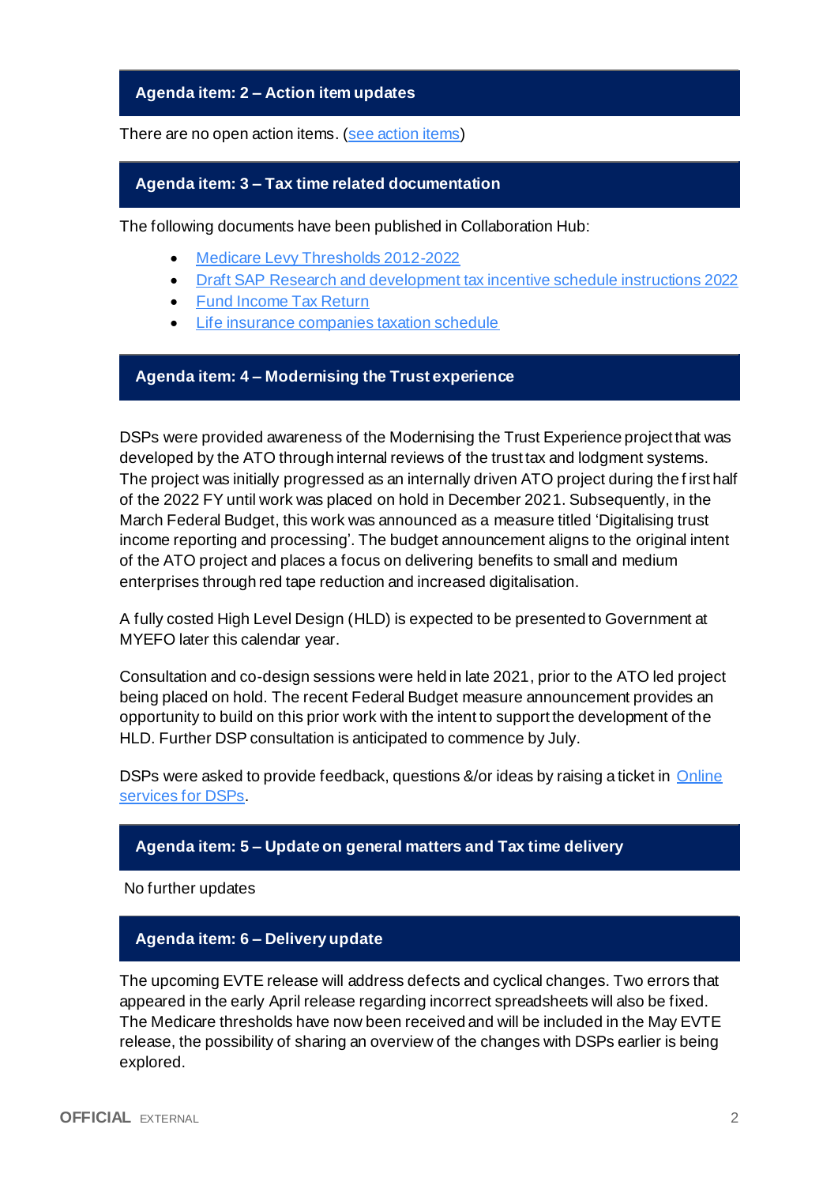## Agenda item: 2 – Action item updates

There are no open action items. (see action items)

## Agenda item: 3 – Tax time related documentation

The following documents have been published in Collaboration Hub:

- Medicare Levy Thresholds 2012-2022
- Draft SAP Research and development tax incentive schedule instructions 2022
- Fund Income Tax Return
- Life insurance companies taxation schedule

## Agenda item: 4 – Modernising the Trust experience

DSPs were provided awareness of the Modernising the Trust Experience project that was developed by the ATO through internal reviews of the trust tax and lodgment systems. The project was initially progressed as an internally driven ATO project during the first half of the 2022 FY until work was placed on hold in December 2021. Subsequently, in the March Federal Budget, this work was announced as a measure titled 'Digitalising trust income reporting and processing'. The budget announcement aligns to the original intent of the ATO project and places a focus on delivering benefits to small and medium enterprises through red tape reduction and increased digitalisation.

A fully costed High Level Design (HLD) is expected to be presented to Government at MYEFO later this calendar year.

Consultation and co-design sessions were held in late 2021, prior to the ATO led project being placed on hold. The recent Federal Budget measure announcement provides an opportunity to build on this prior work with the intent to support the development of the HLD. Further DSP consultation is anticipated to commence by July.

DSPs were asked to provide feedback, questions &/or ideas by raising a ticket in Online services for DSPs.

## Agenda item: 5 – Update on general matters and Tax time delivery

No further updates

## Agenda item: 6 – Delivery update

The upcoming EVTE release will address defects and cyclical changes. Two errors that appeared in the early April release regarding incorrect spreadsheets will also be fixed. The Medicare thresholds have now been received and will be included in the May EVTE release, the possibility of sharing an overview of the changes with DSPs earlier is being explored.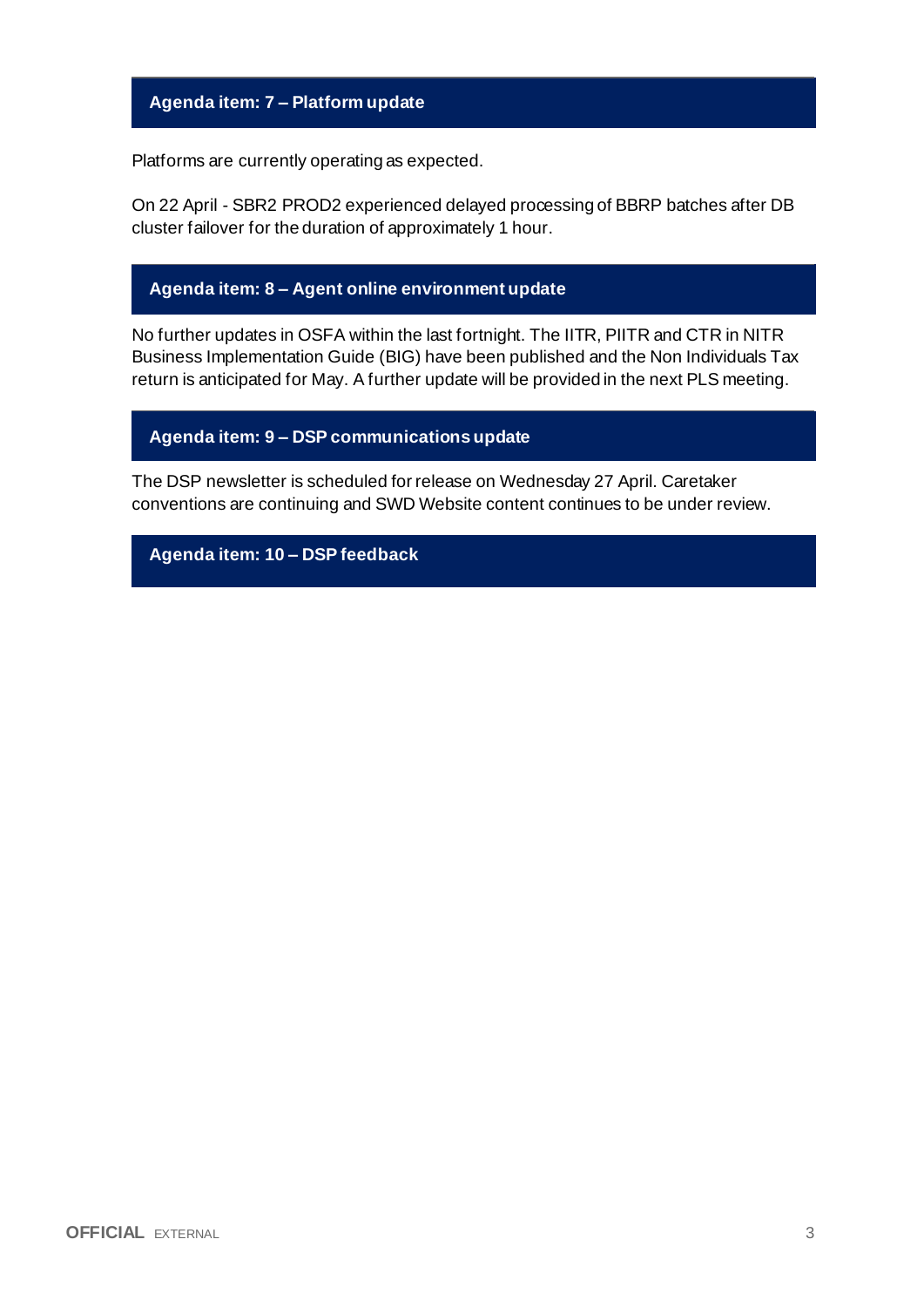## Agenda item: 7 – Platform update

Platforms are currently operating as expected.

On 22 April - SBR2 PROD2 experienced delayed processing of BBRP batches after DB cluster failover for the duration of approximately 1 hour.

## Agenda item: 8 – Agent online environment update

No further updates in OSFA within the last fortnight. The IITR, PIITR and CTR in NITR Business Implementation Guide (BIG) have been published and the Non Individuals Tax return is anticipated for May. A further update will be provided in the next PLS meeting.

## Agenda item: 9 – DSP communications update

The DSP newsletter is scheduled for release on Wednesday 27 April. Caretaker conventions are continuing and SWD Website content continues to be under review.

## Agenda item: 10 – DSP feedback

**OFFICIAL** EXTERNAL